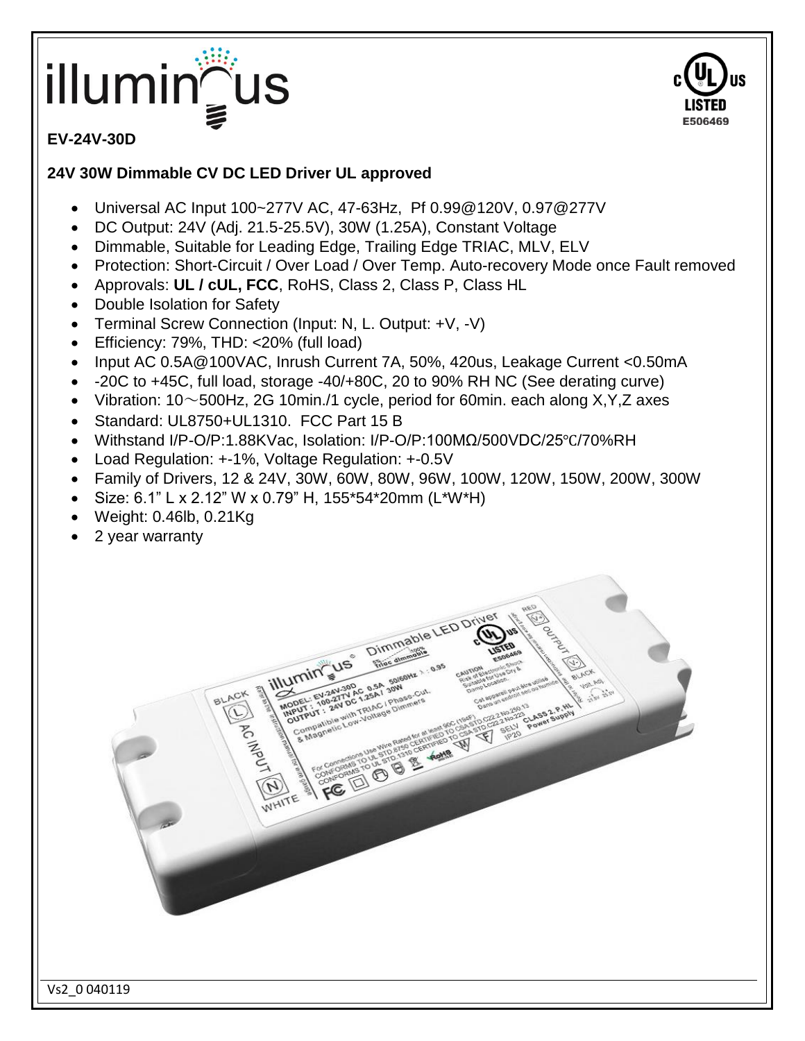illuminous

**EV-24V-30D**

**24V 30W Dimmable CV DC LED Driver UL approved**

- Universal AC Input 100~277V AC, 47-63Hz, Pf 0.99@120V, 0.97@277V
- DC Output: 24V (Adj. 21.5-25.5V), 30W (1.25A), Constant Voltage
- Dimmable, Suitable for Leading Edge, Trailing Edge TRIAC, MLV, ELV
- Protection: Short-Circuit / Over Load / Over Temp. Auto-recovery Mode once Fault removed
- Approvals: **UL / cUL, FCC**, RoHS, Class 2, Class P, Class HL
- Double Isolation for Safety
- Terminal Screw Connection (Input: N, L. Output: +V, -V)
- Efficiency: 79%, THD: <20% (full load)
- Input AC 0.5A@100VAC, Inrush Current 7A, 50%, 420us, Leakage Current <0.50mA
- -20C to +45C, full load, storage -40/+80C, 20 to 90% RH NC (See derating curve)
- Vibration: 10～500Hz, 2G 10min./1 cycle, period for 60min. each along X,Y,Z axes
- Standard: UL8750+UL1310. FCC Part 15 B
- Withstand I/P-O/P:1.88KVac, Isolation: I/P-O/P:100MΩ/500VDC/25℃/70%RH
- Load Regulation: +-1%, Voltage Regulation: +-0.5V
- Family of Drivers, 12 & 24V, 30W, 60W, 80W, 96W, 100W, 120W, 150W, 200W, 300W
- Size: 6.1" L x 2.12" W x 0.79" H, 155*54*20mm (L*W*H)
- Weight: 0.46lb, 0.21Kg
- 2 year warranty

Vs2_0 040119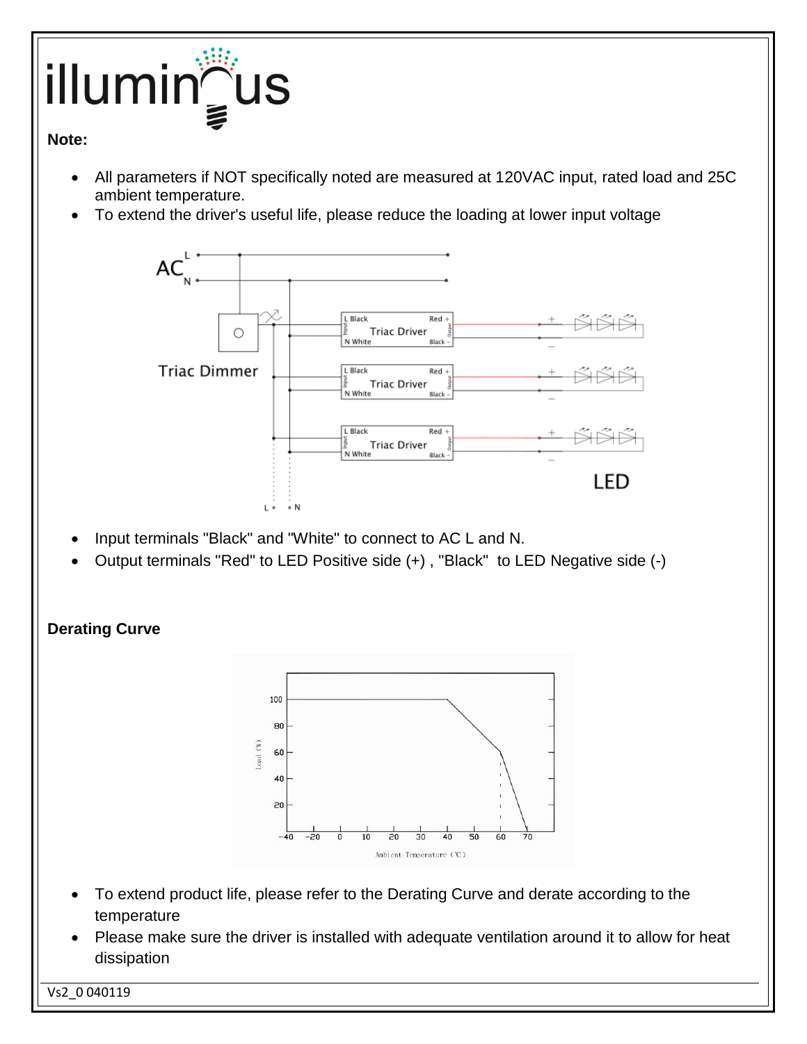**Note:**

- All parameters if NOT specifically noted are measured at 120VAC input, rated load and 25C ambient temperature.
- To extend the driver's useful life, please reduce the loading at lower input voltage

- Input terminals "Black" and "White" to connect to AC L and N.
- Output terminals "Red" to LED Positive side (+) , "Black" to LED Negative side (-)

**Derating Curve**

- To extend product life, please refer to the Derating Curve and derate according to the temperature
- Please make sure the driver is installed with adequate ventilation around it to allow for heat dissipation

Vs2_0 040119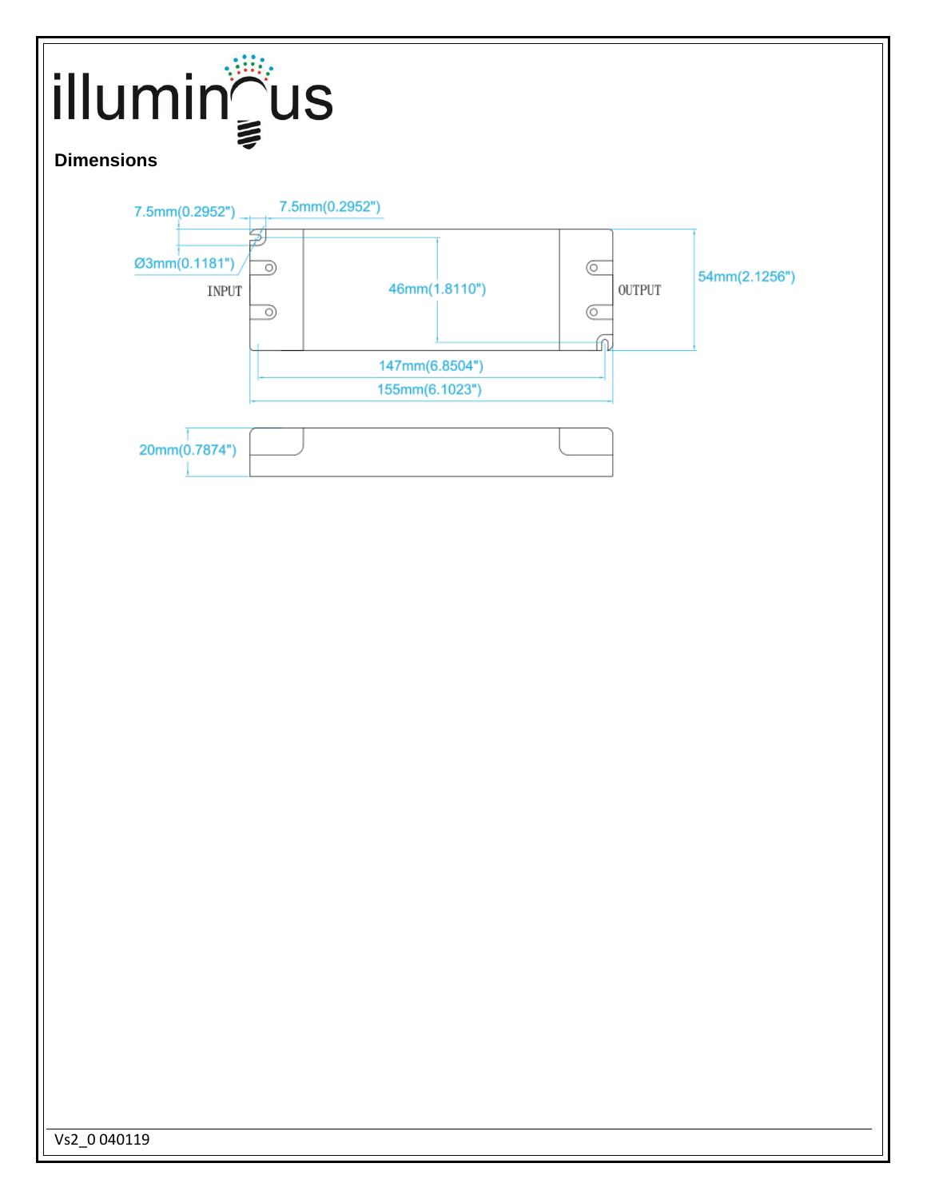illuminous

**Dimensions**

7.5mm(0.2952")

7.5mm(0.2952")

Ø3mm(0.1181")

INPUT

46mm(1.8110")

OUTPUT

54mm(2.1256")

147mm(6.8504")

155mm(6.1023")

20mm(0.7874")

Vs2_0 040119